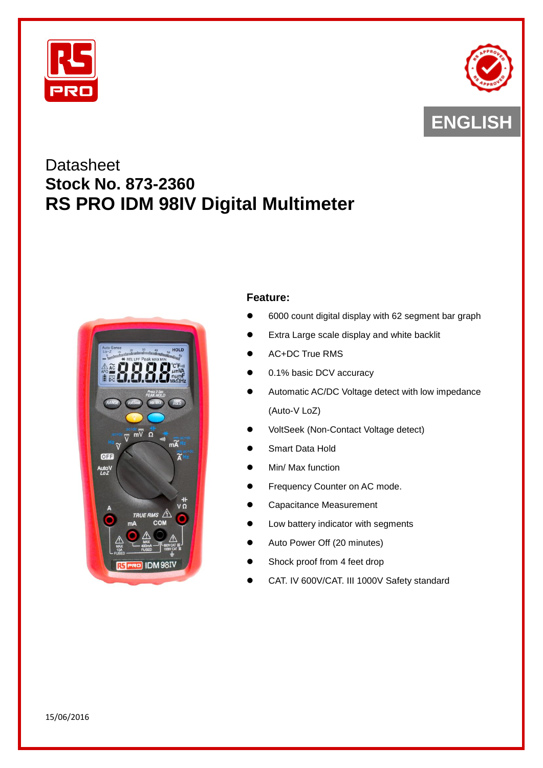ENGLISH

Datasheet

# Stock No. 873-2360

# RS PRO IDM 98IV Digital Multimeter

**Feature:**

- 6000 count digital display with 62 segment bar graph
- Extra Large scale display and white backlit
- AC+DC True RMS
- 0.1% basic DCV accuracy
- Automatic AC/DC Voltage detect with low impedance (Auto-V LoZ)
- VoltSeek (Non-Contact Voltage detect)
- Smart Data Hold
- Min/ Max function
- Frequency Counter on AC mode.
- Capacitance Measurement
- Low battery indicator with segments
- Auto Power Off (20 minutes)
- Shock proof from 4 feet drop
- CAT. IV 600V/CAT. III 1000V Safety standard

15/06/2016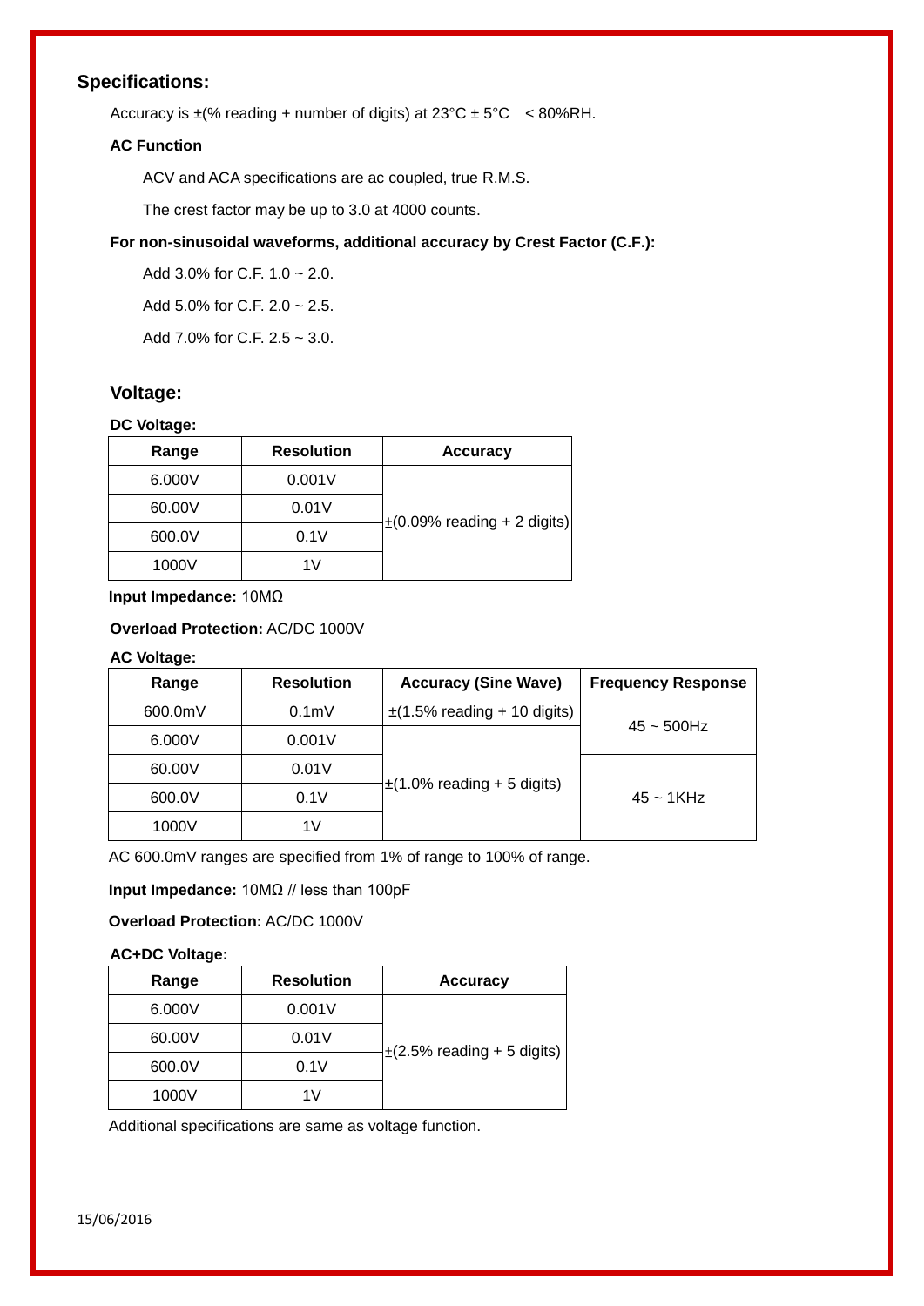## Specifications:

Accuracy is ±(% reading + number of digits) at 23°C ± 5°C < 80%RH.

**AC Function**

ACV and ACA specifications are ac coupled, true R.M.S.

The crest factor may be up to 3.0 at 4000 counts.

**For non-sinusoidal waveforms, additional accuracy by Crest Factor (C.F.):**

Add 3.0% for C.F. 1.0 ~ 2.0.

Add 5.0% for C.F. 2.0 ~ 2.5.

Add 7.0% for C.F. 2.5 ~ 3.0.

### Voltage:

**DC Voltage:**

| Range | Resolution | Accuracy |
|---|---|---|
| 6.000V | 0.001V | ±(0.09% reading + 2 digits) |
| 60.00V | 0.01V | |
| 600.0V | 0.1V | |
| 1000V | 1V | |

**Input Impedance:** 10MΩ

**Overload Protection:** AC/DC 1000V

**AC Voltage:**

| Range | Resolution | Accuracy (Sine Wave) | Frequency Response |
|---|---|---|---|
| 600.0mV | 0.1mV | ±(1.5% reading + 10 digits) | 45 ~ 500Hz |
| 6.000V | 0.001V | ±(1.0% reading + 5 digits) | |
| 60.00V | 0.01V | | 45 ~ 1KHz |
| 600.0V | 0.1V | | |
| 1000V | 1V | | |

AC 600.0mV ranges are specified from 1% of range to 100% of range.

**Input Impedance:** 10MΩ // less than 100pF

**Overload Protection:** AC/DC 1000V

**AC+DC Voltage:**

| Range | Resolution | Accuracy |
|---|---|---|
| 6.000V | 0.001V | ±(2.5% reading + 5 digits) |
| 60.00V | 0.01V | |
| 600.0V | 0.1V | |
| 1000V | 1V | |

Additional specifications are same as voltage function.

15/06/2016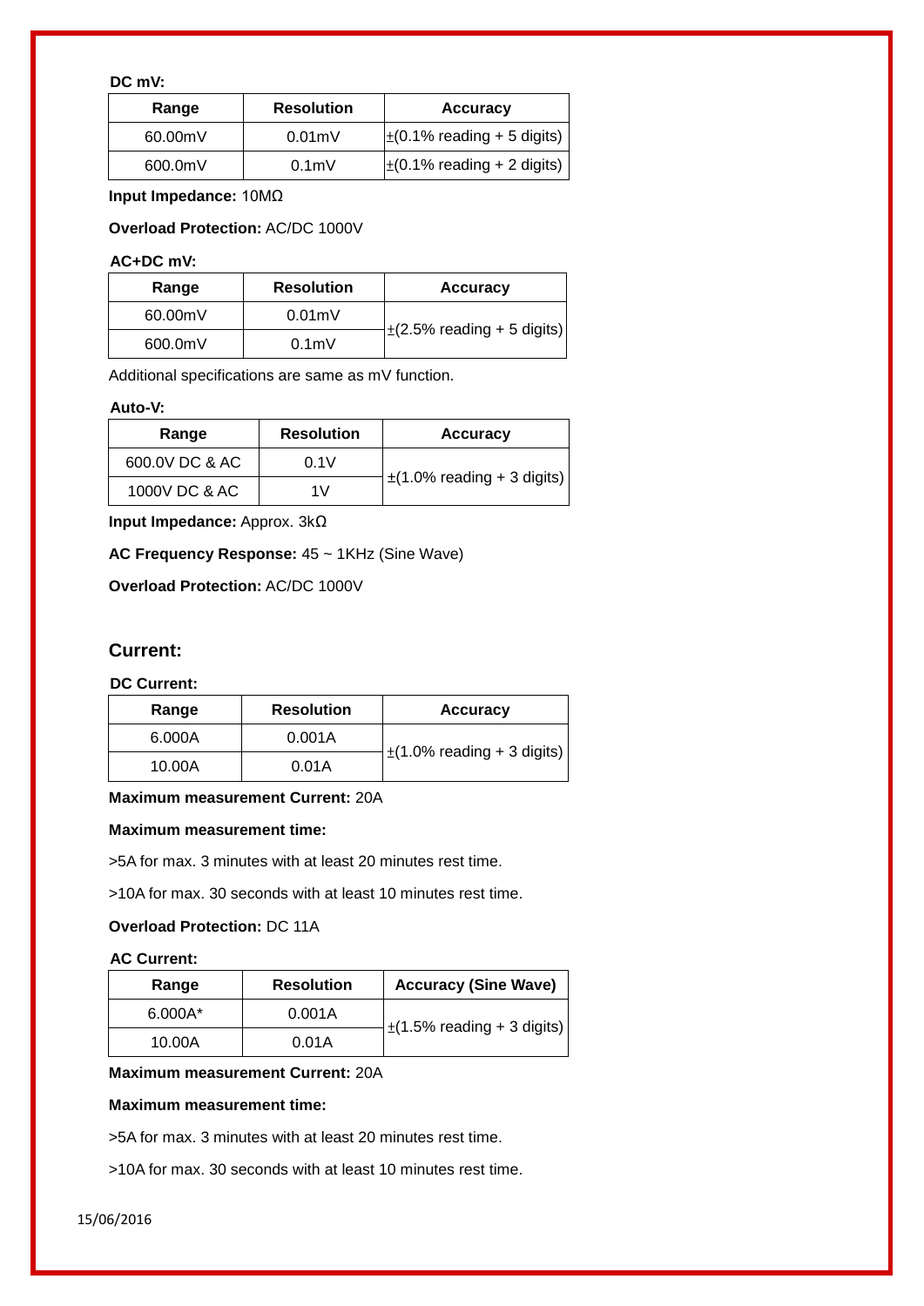**DC mV:**

| Range | Resolution | Accuracy |
|---|---|---|
| 60.00mV | 0.01mV | ±(0.1% reading + 5 digits) |
| 600.0mV | 0.1mV | ±(0.1% reading + 2 digits) |

**Input Impedance:** 10MΩ

**Overload Protection:** AC/DC 1000V

**AC+DC mV:**

| Range | Resolution | Accuracy |
|---|---|---|
| 60.00mV | 0.01mV | ±(2.5% reading + 5 digits) |
| 600.0mV | 0.1mV | |

Additional specifications are same as mV function.

**Auto-V:**

| Range | Resolution | Accuracy |
|---|---|---|
| 600.0V DC & AC | 0.1V | ±(1.0% reading + 3 digits) |
| 1000V DC & AC | 1V | |

**Input Impedance:** Approx. 3kΩ

**AC Frequency Response:** 45 ~ 1KHz (Sine Wave)

**Overload Protection:** AC/DC 1000V

## Current:

**DC Current:**

| Range | Resolution | Accuracy |
|---|---|---|
| 6.000A | 0.001A | ±(1.0% reading + 3 digits) |
| 10.00A | 0.01A | |

**Maximum measurement Current:** 20A

**Maximum measurement time:**

>5A for max. 3 minutes with at least 20 minutes rest time.

>10A for max. 30 seconds with at least 10 minutes rest time.

**Overload Protection:** DC 11A

**AC Current:**

| Range | Resolution | Accuracy (Sine Wave) |
|---|---|---|
| 6.000A* | 0.001A | ±(1.5% reading + 3 digits) |
| 10.00A | 0.01A | |

**Maximum measurement Current:** 20A

**Maximum measurement time:**

>5A for max. 3 minutes with at least 20 minutes rest time.

>10A for max. 30 seconds with at least 10 minutes rest time.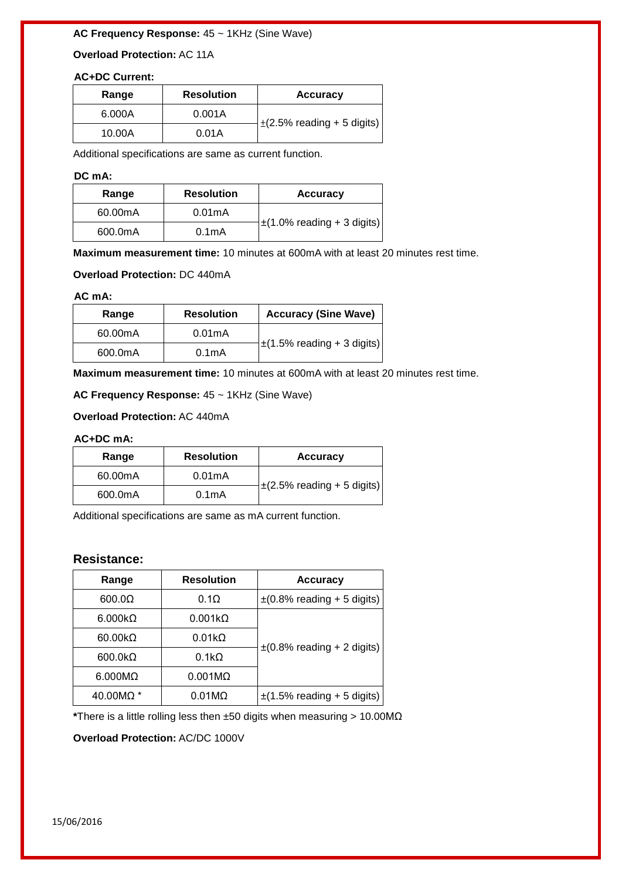**AC Frequency Response:** 45 ~ 1KHz (Sine Wave)

**Overload Protection:** AC 11A

**AC+DC Current:**

| Range | Resolution | Accuracy |
|---|---|---|
| 6.000A | 0.001A | ±(2.5% reading + 5 digits) |
| 10.00A | 0.01A | |

Additional specifications are same as current function.

**DC mA:**

| Range | Resolution | Accuracy |
|---|---|---|
| 60.00mA | 0.01mA | ±(1.0% reading + 3 digits) |
| 600.0mA | 0.1mA | |

**Maximum measurement time:** 10 minutes at 600mA with at least 20 minutes rest time.

**Overload Protection:** DC 440mA

**AC mA:**

| Range | Resolution | Accuracy (Sine Wave) |
|---|---|---|
| 60.00mA | 0.01mA | ±(1.5% reading + 3 digits) |
| 600.0mA | 0.1mA | |

**Maximum measurement time:** 10 minutes at 600mA with at least 20 minutes rest time.

**AC Frequency Response:** 45 ~ 1KHz (Sine Wave)

**Overload Protection:** AC 440mA

**AC+DC mA:**

| Range | Resolution | Accuracy |
|---|---|---|
| 60.00mA | 0.01mA | ±(2.5% reading + 5 digits) |
| 600.0mA | 0.1mA | |

Additional specifications are same as mA current function.

## Resistance:

| Range | Resolution | Accuracy |
|---|---|---|
| 600.0Ω | 0.1Ω | ±(0.8% reading + 5 digits) |
| 6.000kΩ | 0.001kΩ | ±(0.8% reading + 2 digits) |
| 60.00kΩ | 0.01kΩ | |
| 600.0kΩ | 0.1kΩ | |
| 6.000MΩ | 0.001MΩ | |
| 40.00MΩ * | 0.01MΩ | ±(1.5% reading + 5 digits) |

**\***There is a little rolling less then ±50 digits when measuring > 10.00MΩ

**Overload Protection:** AC/DC 1000V

15/06/2016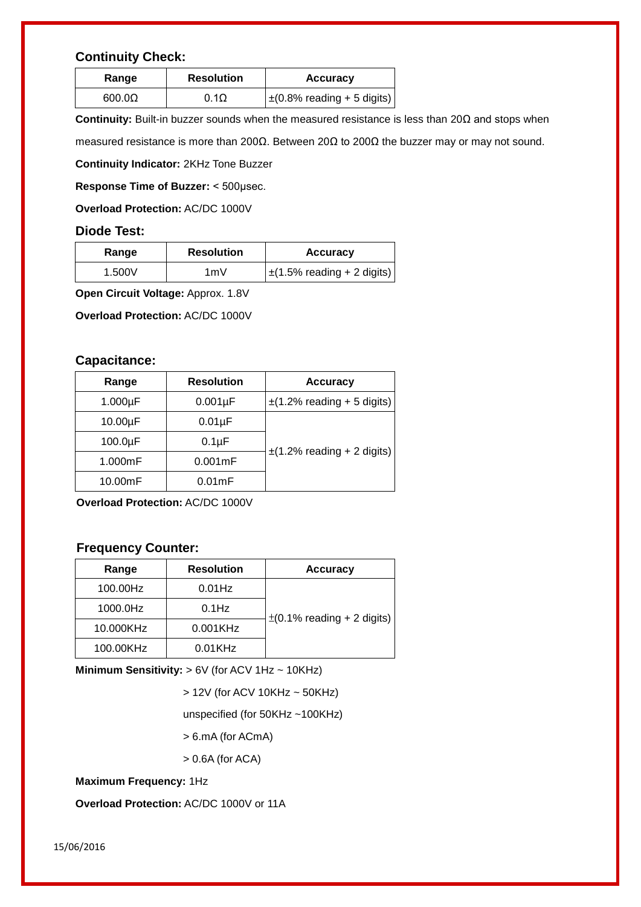### Continuity Check:

| Range | Resolution | Accuracy |
|---|---|---|
| 600.0Ω | 0.1Ω | ±(0.8% reading + 5 digits) |

**Continuity:** Built-in buzzer sounds when the measured resistance is less than 20Ω and stops when measured resistance is more than 200Ω. Between 20Ω to 200Ω the buzzer may or may not sound.

**Continuity Indicator:** 2KHz Tone Buzzer

**Response Time of Buzzer:** < 500μsec.

**Overload Protection:** AC/DC 1000V

### Diode Test:

| Range | Resolution | Accuracy |
|---|---|---|
| 1.500V | 1mV | ±(1.5% reading + 2 digits) |

**Open Circuit Voltage:** Approx. 1.8V

**Overload Protection:** AC/DC 1000V

### Capacitance:

| Range | Resolution | Accuracy |
|---|---|---|
| 1.000μF | 0.001μF | ±(1.2% reading + 5 digits) |
| 10.00μF | 0.01μF | ±(1.2% reading + 2 digits) |
| 100.0μF | 0.1μF | |
| 1.000mF | 0.001mF | |
| 10.00mF | 0.01mF | |

**Overload Protection:** AC/DC 1000V

### Frequency Counter:

| Range | Resolution | Accuracy |
|---|---|---|
| 100.00Hz | 0.01Hz | ±(0.1% reading + 2 digits) |
| 1000.0Hz | 0.1Hz | |
| 10.000KHz | 0.001KHz | |
| 100.00KHz | 0.01KHz | |

**Minimum Sensitivity:** > 6V (for ACV 1Hz ~ 10KHz)

> 12V (for ACV 10KHz ~ 50KHz)

unspecified (for 50KHz ~100KHz)

> 6.mA (for ACmA)

> 0.6A (for ACA)

**Maximum Frequency:** 1Hz

**Overload Protection:** AC/DC 1000V or 11A

15/06/2016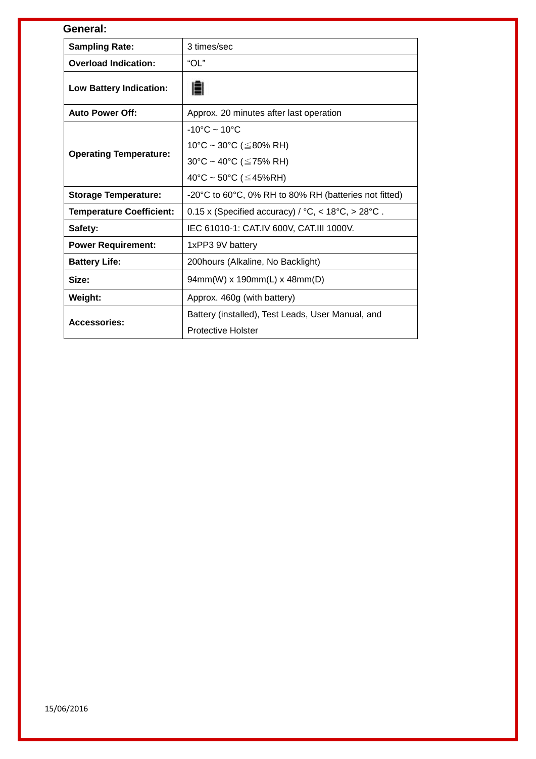## General:

| | |
|---|---|
| **Sampling Rate:** | 3 times/sec |
| **Overload Indication:** | "OL" |
| **Low Battery Indication:** | |
| **Auto Power Off:** | Approx. 20 minutes after last operation |
| **Operating Temperature:** | -10°C ~ 10°C<br>10°C ~ 30°C (≦80% RH)<br>30°C ~ 40°C (≦75% RH)<br>40°C ~ 50°C (≦45%RH) |
| **Storage Temperature:** | -20°C to 60°C, 0% RH to 80% RH (batteries not fitted) |
| **Temperature Coefficient:** | 0.15 x (Specified accuracy) / °C, < 18°C, > 28°C . |
| **Safety:** | IEC 61010-1: CAT.IV 600V, CAT.III 1000V. |
| **Power Requirement:** | 1xPP3 9V battery |
| **Battery Life:** | 200hours (Alkaline, No Backlight) |
| **Size:** | 94mm(W) x 190mm(L) x 48mm(D) |
| **Weight:** | Approx. 460g (with battery) |
| **Accessories:** | Battery (installed), Test Leads, User Manual, and Protective Holster |

15/06/2016